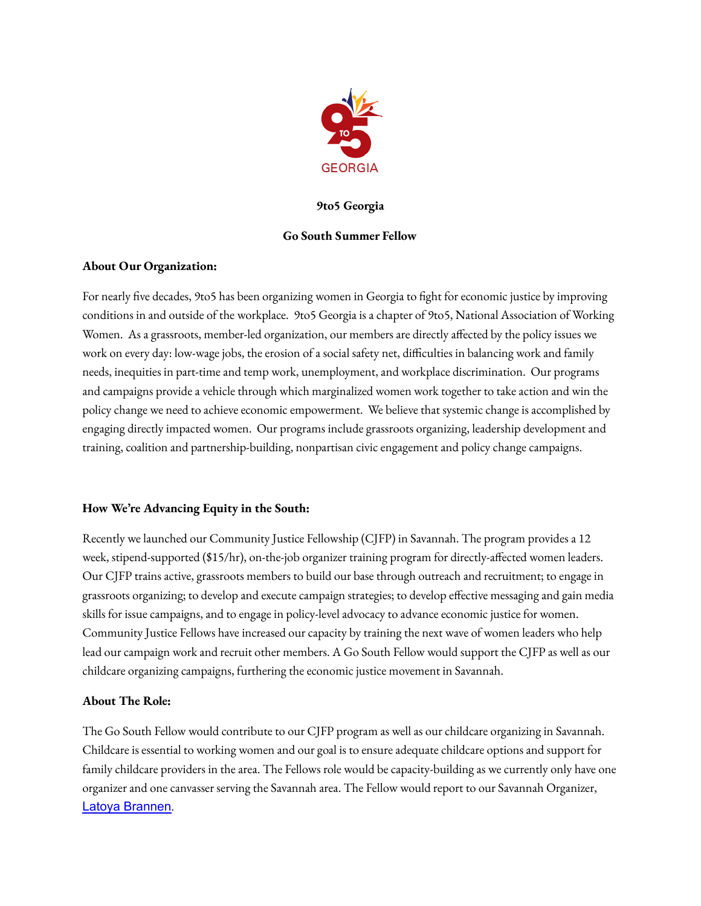# 9to5 Georgia

## Go South Summer Fellow

**About Our Organization:**

For nearly five decades, 9to5 has been organizing women in Georgia to fight for economic justice by improving conditions in and outside of the workplace. 9to5 Georgia is a chapter of 9to5, National Association of Working Women. As a grassroots, member-led organization, our members are directly affected by the policy issues we work on every day: low-wage jobs, the erosion of a social safety net, difficulties in balancing work and family needs, inequities in part-time and temp work, unemployment, and workplace discrimination. Our programs and campaigns provide a vehicle through which marginalized women work together to take action and win the policy change we need to achieve economic empowerment. We believe that systemic change is accomplished by engaging directly impacted women. Our programs include grassroots organizing, leadership development and training, coalition and partnership-building, nonpartisan civic engagement and policy change campaigns.

**How We're Advancing Equity in the South:**

Recently we launched our Community Justice Fellowship (CJFP) in Savannah. The program provides a 12 week, stipend-supported ($15/hr), on-the-job organizer training program for directly-affected women leaders. Our CJFP trains active, grassroots members to build our base through outreach and recruitment; to engage in grassroots organizing; to develop and execute campaign strategies; to develop effective messaging and gain media skills for issue campaigns, and to engage in policy-level advocacy to advance economic justice for women. Community Justice Fellows have increased our capacity by training the next wave of women leaders who help lead our campaign work and recruit other members. A Go South Fellow would support the CJFP as well as our childcare organizing campaigns, furthering the economic justice movement in Savannah.

**About The Role:**

The Go South Fellow would contribute to our CJFP program as well as our childcare organizing in Savannah. Childcare is essential to working women and our goal is to ensure adequate childcare options and support for family childcare providers in the area. The Fellows role would be capacity-building as we currently only have one organizer and one canvasser serving the Savannah area. The Fellow would report to our Savannah Organizer, Latoya Brannen.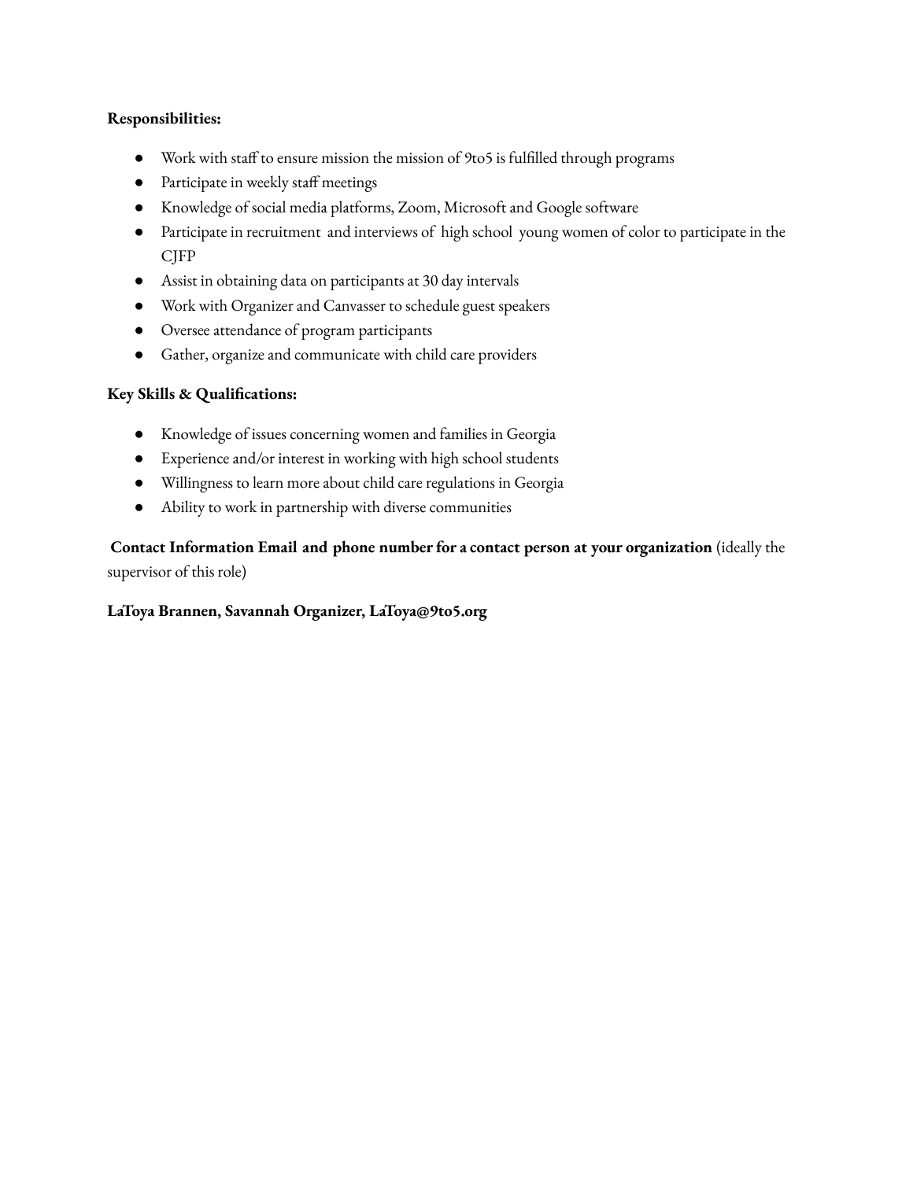**Responsibilities:**

- Work with staff to ensure mission the mission of 9to5 is fulfilled through programs
- Participate in weekly staff meetings
- Knowledge of social media platforms, Zoom, Microsoft and Google software
- Participate in recruitment and interviews of high school young women of color to participate in the CJFP
- Assist in obtaining data on participants at 30 day intervals
- Work with Organizer and Canvasser to schedule guest speakers
- Oversee attendance of program participants
- Gather, organize and communicate with child care providers

**Key Skills & Qualifications:**

- Knowledge of issues concerning women and families in Georgia
- Experience and/or interest in working with high school students
- Willingness to learn more about child care regulations in Georgia
- Ability to work in partnership with diverse communities

**Contact Information Email and phone number for a contact person at your organization** (ideally the supervisor of this role)

**LaToya Brannen, Savannah Organizer, LaToya@9to5.org**